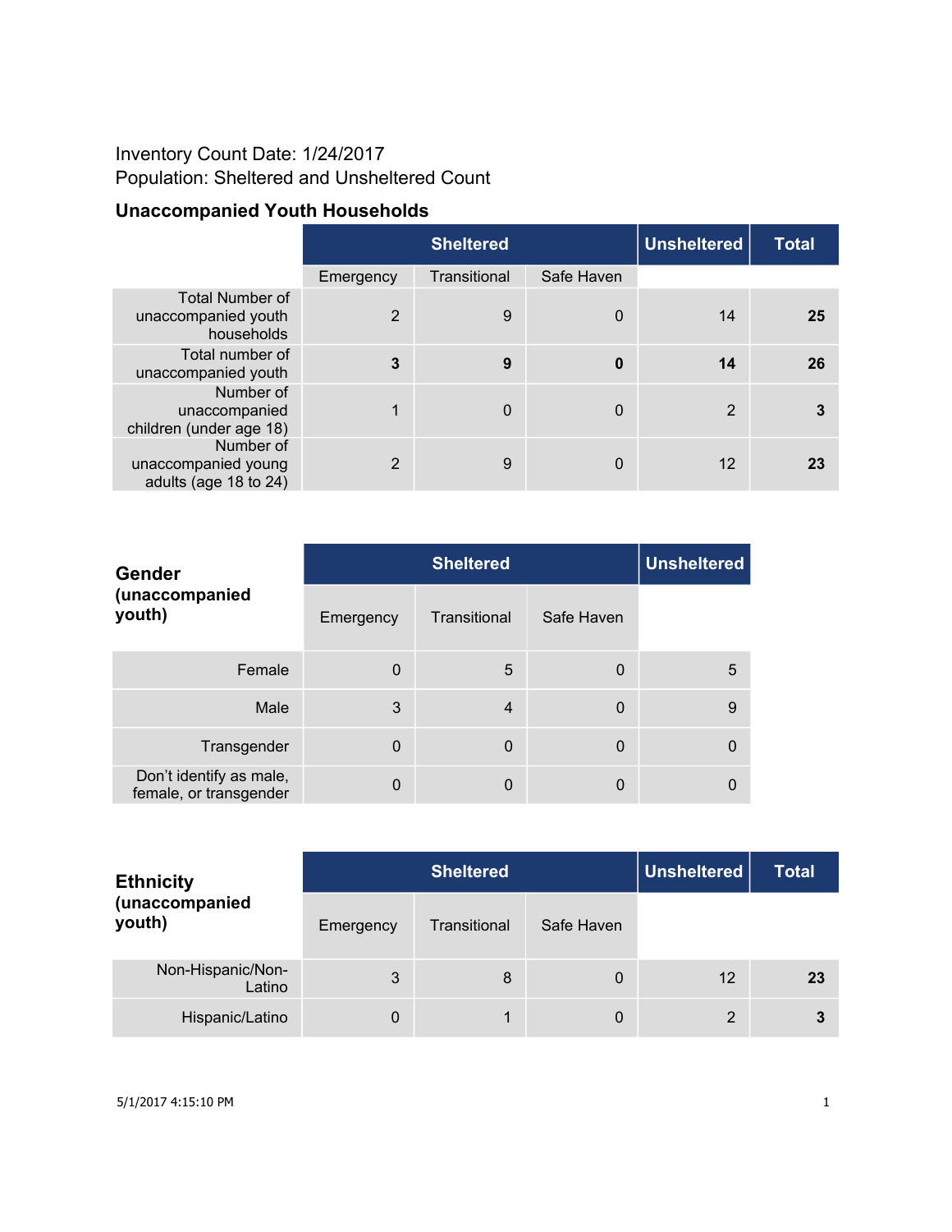Inventory Count Date: 1/24/2017
Population: Sheltered and Unsheltered Count

### Unaccompanied Youth Households

| | Sheltered | | | Unsheltered | Total |
|---|---|---|---|---|---|
| | Emergency | Transitional | Safe Haven | | |
| Total Number of unaccompanied youth households | 2 | 9 | 0 | 14 | **25** |
| Total number of unaccompanied youth | **3** | **9** | **0** | **14** | **26** |
| Number of unaccompanied children (under age 18) | 1 | 0 | 0 | 2 | **3** |
| Number of unaccompanied young adults (age 18 to 24) | 2 | 9 | 0 | 12 | **23** |

| **Gender (unaccompanied youth)** | Sheltered | | | Unsheltered |
|---|---|---|---|---|
| | Emergency | Transitional | Safe Haven | |
| Female | 0 | 5 | 0 | 5 |
| Male | 3 | 4 | 0 | 9 |
| Transgender | 0 | 0 | 0 | 0 |
| Don't identify as male, female, or transgender | 0 | 0 | 0 | 0 |

| **Ethnicity (unaccompanied youth)** | Sheltered | | | Unsheltered | Total |
|---|---|---|---|---|---|
| | Emergency | Transitional | Safe Haven | | |
| Non-Hispanic/Non-Latino | 3 | 8 | 0 | 12 | **23** |
| Hispanic/Latino | 0 | 1 | 0 | 2 | **3** |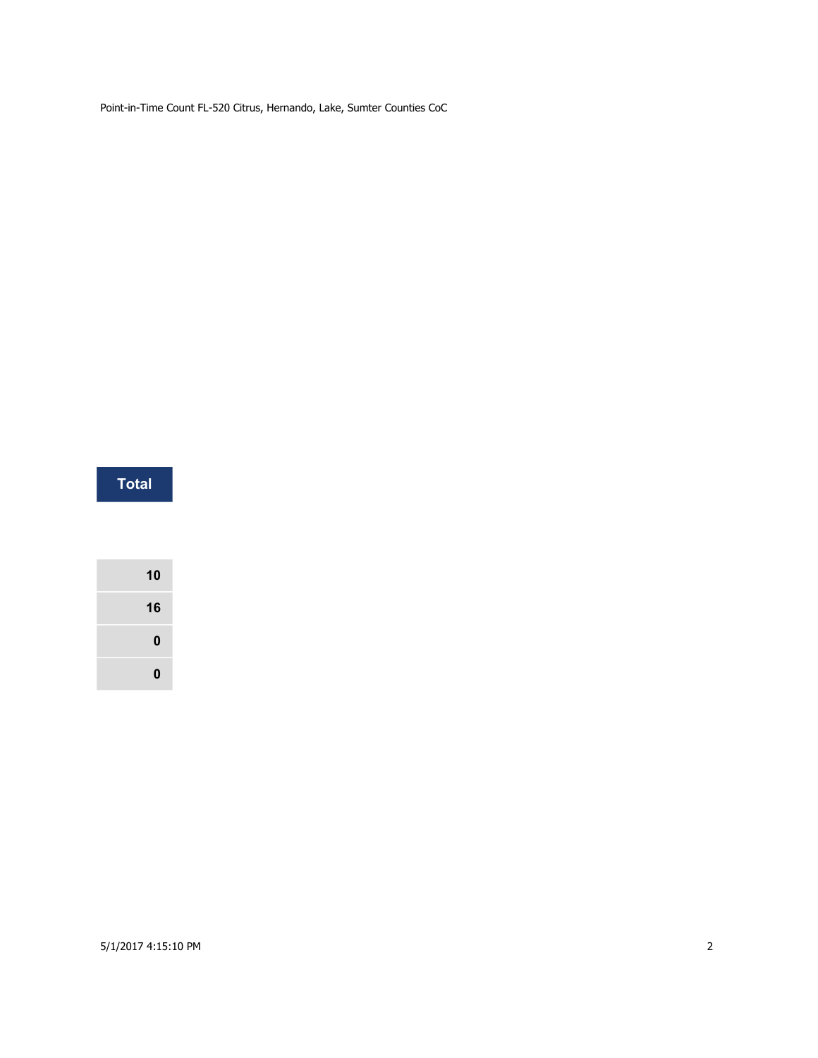| Total |
| ---: |
| 10 |
| 16 |
| 0 |
| 0 |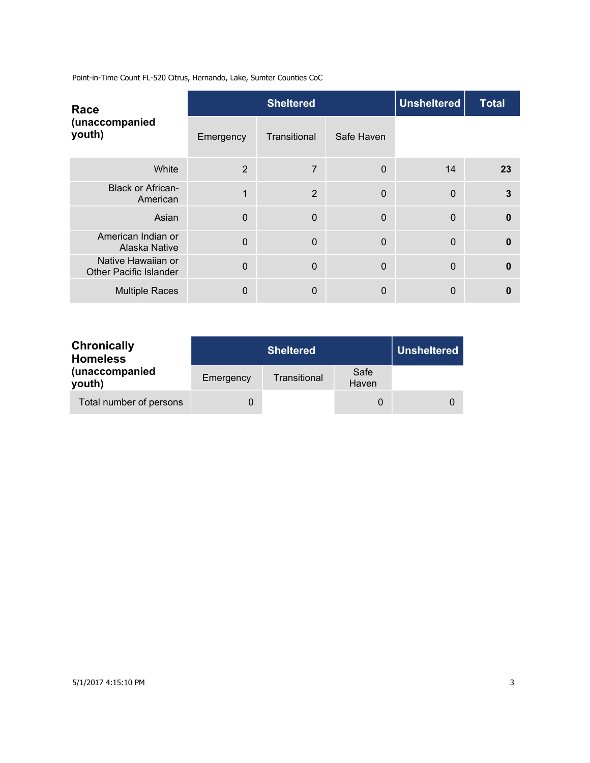Point-in-Time Count FL-520 Citrus, Hernando, Lake, Sumter Counties CoC

| Race (unaccompanied youth) | Sheltered | | | Unsheltered | Total |
|---|---|---|---|---|---|
| | Emergency | Transitional | Safe Haven | | |
| White | 2 | 7 | 0 | 14 | **23** |
| Black or African-American | 1 | 2 | 0 | 0 | **3** |
| Asian | 0 | 0 | 0 | 0 | **0** |
| American Indian or Alaska Native | 0 | 0 | 0 | 0 | **0** |
| Native Hawaiian or Other Pacific Islander | 0 | 0 | 0 | 0 | **0** |
| Multiple Races | 0 | 0 | 0 | 0 | **0** |

| Chronically Homeless (unaccompanied youth) | Sheltered | | | Unsheltered |
|---|---|---|---|---|
| | Emergency | Transitional | Safe Haven | |
| Total number of persons | 0 | | 0 | 0 |

5/1/2017 4:15:10 PM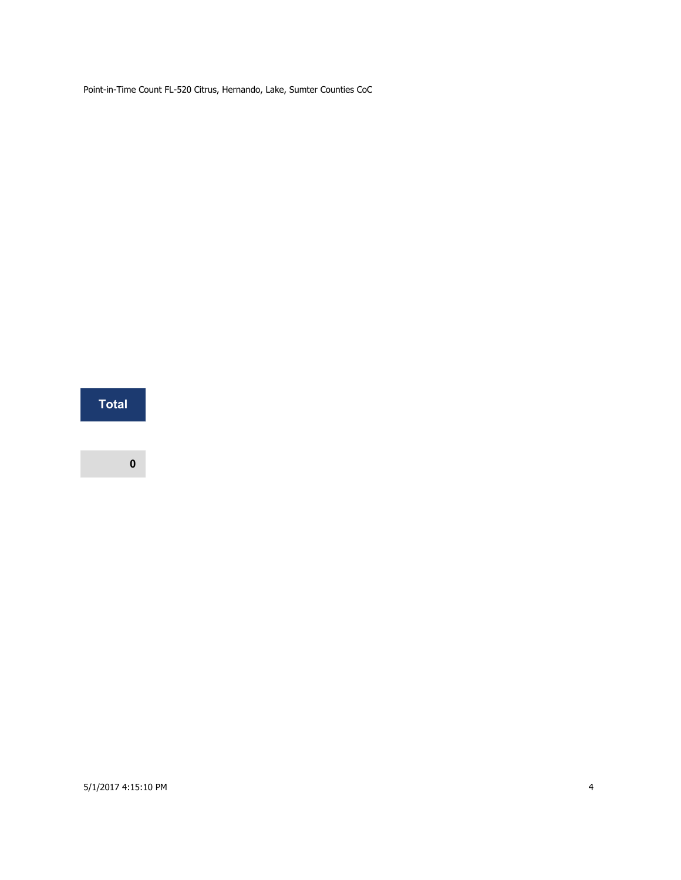| Total |
| --- |
| 0 |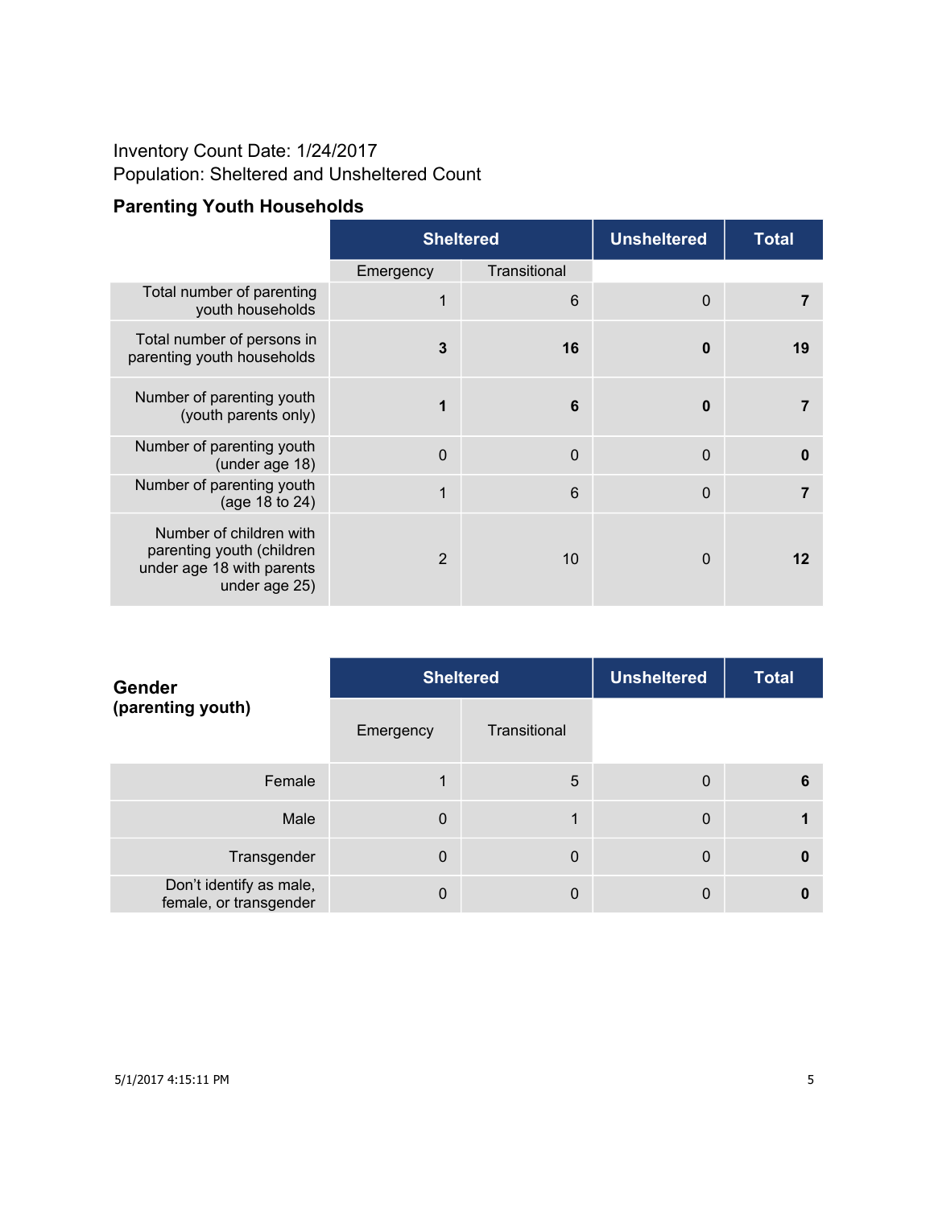Inventory Count Date: 1/24/2017

Population: Sheltered and Unsheltered Count

### Parenting Youth Households

| | Sheltered | | Unsheltered | Total |
|---|---|---|---|---|
| | Emergency | Transitional | | |
| Total number of parenting youth households | 1 | 6 | 0 | **7** |
| Total number of persons in parenting youth households | **3** | **16** | **0** | **19** |
| Number of parenting youth (youth parents only) | **1** | **6** | **0** | **7** |
| Number of parenting youth (under age 18) | 0 | 0 | 0 | **0** |
| Number of parenting youth (age 18 to 24) | 1 | 6 | 0 | **7** |
| Number of children with parenting youth (children under age 18 with parents under age 25) | 2 | 10 | 0 | **12** |

| **Gender (parenting youth)** | Sheltered | | Unsheltered | Total |
|---|---|---|---|---|
| | Emergency | Transitional | | |
| Female | 1 | 5 | 0 | **6** |
| Male | 0 | 1 | 0 | **1** |
| Transgender | 0 | 0 | 0 | **0** |
| Don't identify as male, female, or transgender | 0 | 0 | 0 | **0** |

5/1/2017 4:15:11 PM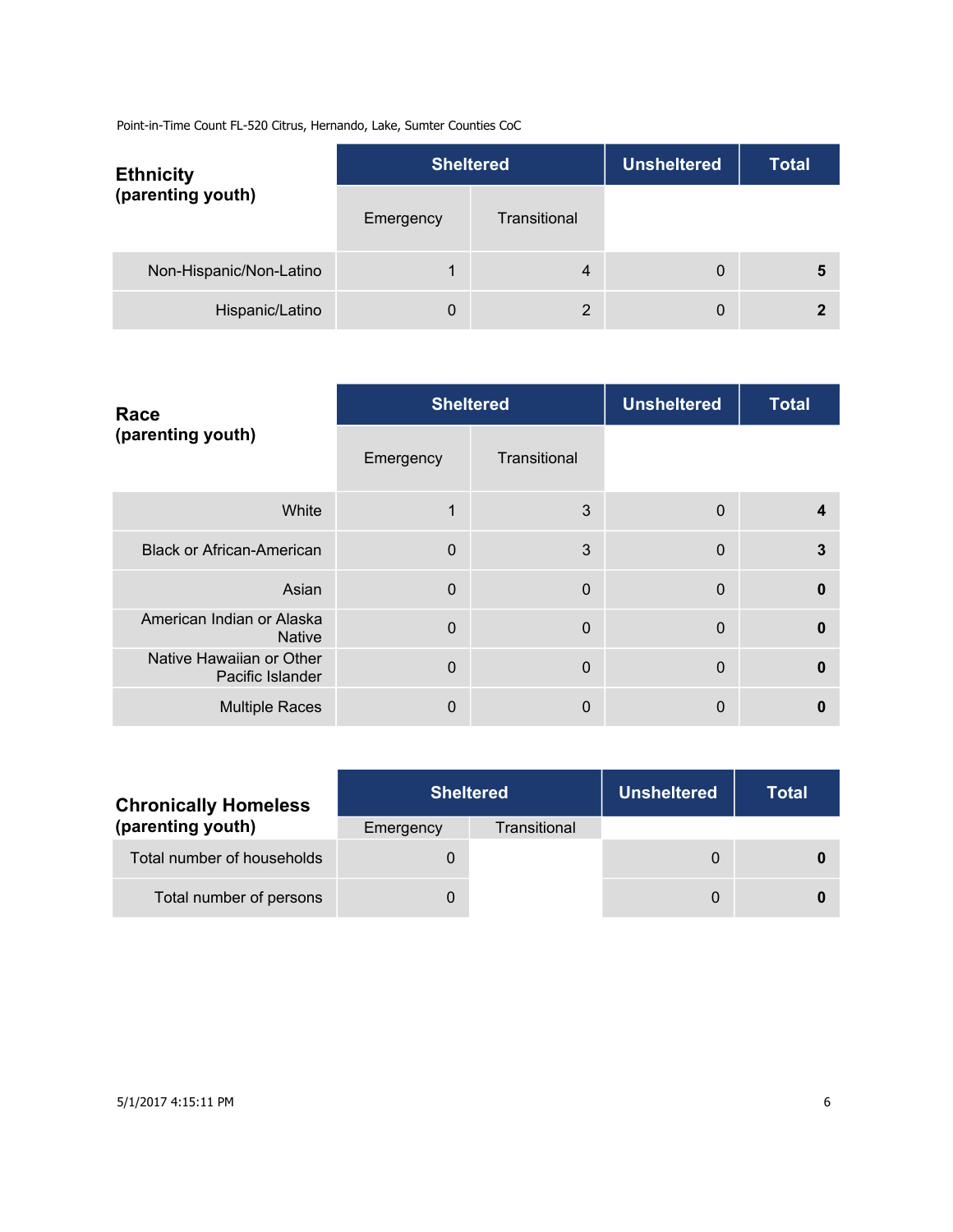Point-in-Time Count FL-520 Citrus, Hernando, Lake, Sumter Counties CoC

| **Ethnicity (parenting youth)** | Sheltered | | Unsheltered | Total |
|---|---|---|---|---|
| | Emergency | Transitional | | |
| Non-Hispanic/Non-Latino | 1 | 4 | 0 | **5** |
| Hispanic/Latino | 0 | 2 | 0 | **2** |

| **Race (parenting youth)** | Sheltered | | Unsheltered | Total |
|---|---|---|---|---|
| | Emergency | Transitional | | |
| White | 1 | 3 | 0 | **4** |
| Black or African-American | 0 | 3 | 0 | **3** |
| Asian | 0 | 0 | 0 | **0** |
| American Indian or Alaska Native | 0 | 0 | 0 | **0** |
| Native Hawaiian or Other Pacific Islander | 0 | 0 | 0 | **0** |
| Multiple Races | 0 | 0 | 0 | **0** |

| **Chronically Homeless (parenting youth)** | Sheltered | | Unsheltered | Total |
|---|---|---|---|---|
| | Emergency | Transitional | | |
| Total number of households | 0 | | 0 | **0** |
| Total number of persons | 0 | | 0 | **0** |

5/1/2017 4:15:11 PM